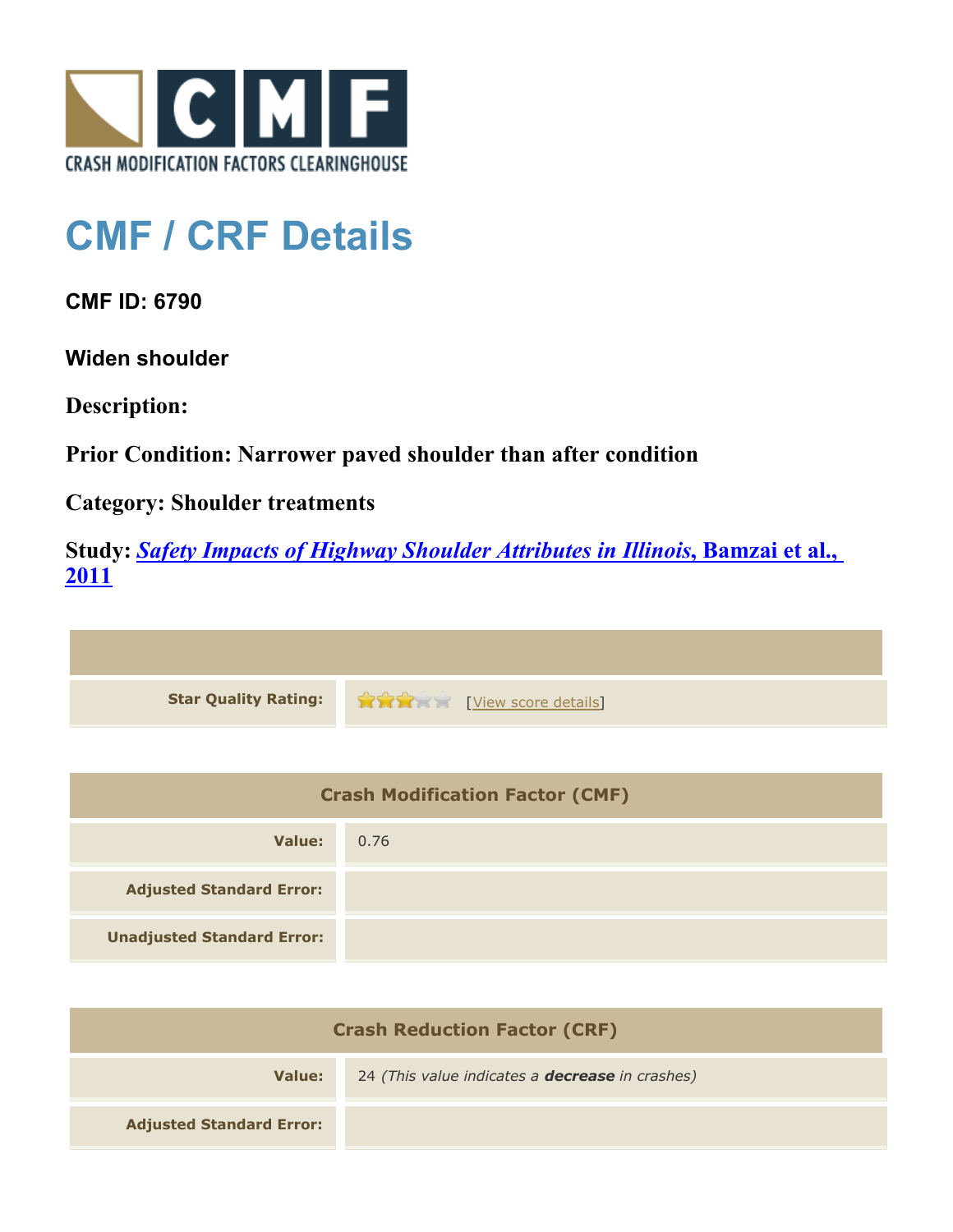CRASH MODIFICATION FACTORS CLEARINGHOUSE

# CMF / CRF Details

**CMF ID: 6790**

**Widen shoulder**

**Description:**

**Prior Condition: Narrower paved shoulder than after condition**

**Category: Shoulder treatments**

**Study: *Safety Impacts of Highway Shoulder Attributes in Illinois*, Bamzai et al., 2011**

| | |
|---|---|
| **Star Quality Rating:** | 3 of 5 stars [View score details] |

| Crash Modification Factor (CMF) | |
|---|---|
| **Value:** | 0.76 |
| **Adjusted Standard Error:** | |
| **Unadjusted Standard Error:** | |

| Crash Reduction Factor (CRF) | |
|---|---|
| **Value:** | 24 *(This value indicates a **decrease** in crashes)* |
| **Adjusted Standard Error:** | |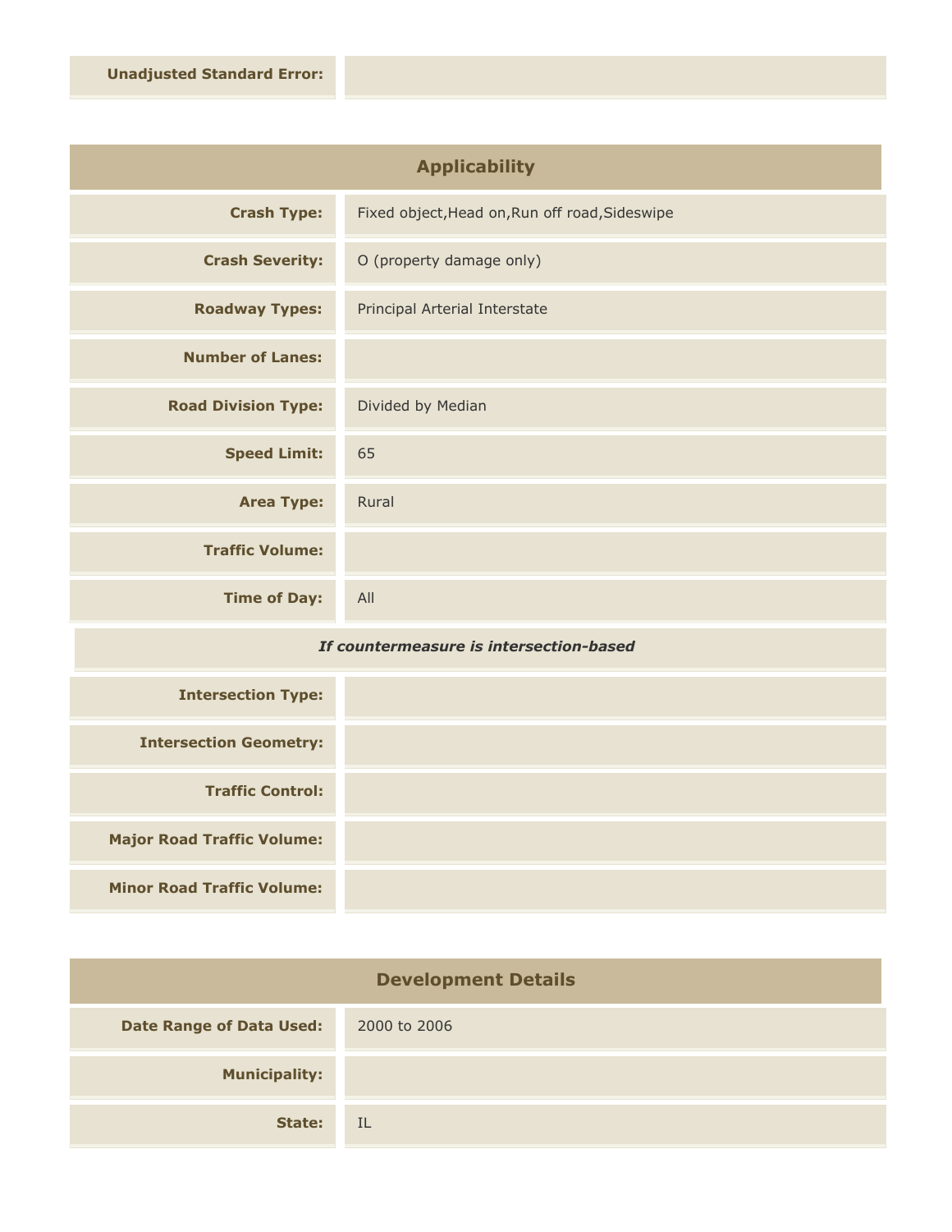| | |
|---|---|
| **Unadjusted Standard Error:** | |

## Applicability

| | |
|---|---|
| **Crash Type:** | Fixed object,Head on,Run off road,Sideswipe |
| **Crash Severity:** | O (property damage only) |
| **Roadway Types:** | Principal Arterial Interstate |
| **Number of Lanes:** | |
| **Road Division Type:** | Divided by Median |
| **Speed Limit:** | 65 |
| **Area Type:** | Rural |
| **Traffic Volume:** | |
| **Time of Day:** | All |

*If countermeasure is intersection-based*

| | |
|---|---|
| **Intersection Type:** | |
| **Intersection Geometry:** | |
| **Traffic Control:** | |
| **Major Road Traffic Volume:** | |
| **Minor Road Traffic Volume:** | |

## Development Details

| | |
|---|---|
| **Date Range of Data Used:** | 2000 to 2006 |
| **Municipality:** | |
| **State:** | IL |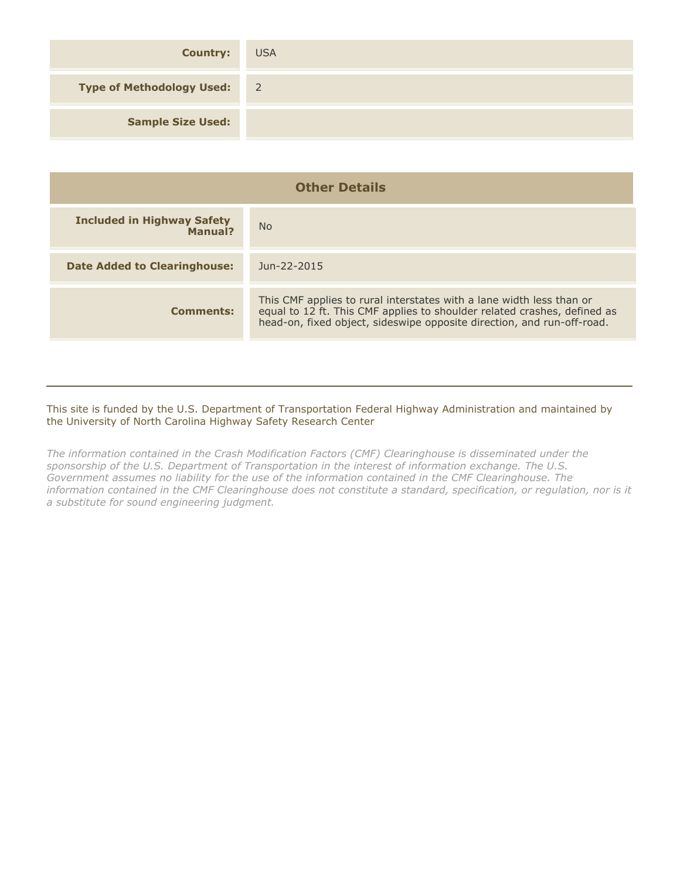| | |
|---|---|
| **Country:** | USA |
| **Type of Methodology Used:** | 2 |
| **Sample Size Used:** | |

## Other Details

| | |
|---|---|
| **Included in Highway Safety Manual?** | No |
| **Date Added to Clearinghouse:** | Jun-22-2015 |
| **Comments:** | This CMF applies to rural interstates with a lane width less than or equal to 12 ft. This CMF applies to shoulder related crashes, defined as head-on, fixed object, sideswipe opposite direction, and run-off-road. |

---

This site is funded by the U.S. Department of Transportation Federal Highway Administration and maintained by the University of North Carolina Highway Safety Research Center

*The information contained in the Crash Modification Factors (CMF) Clearinghouse is disseminated under the sponsorship of the U.S. Department of Transportation in the interest of information exchange. The U.S. Government assumes no liability for the use of the information contained in the CMF Clearinghouse. The information contained in the CMF Clearinghouse does not constitute a standard, specification, or regulation, nor is it a substitute for sound engineering judgment.*